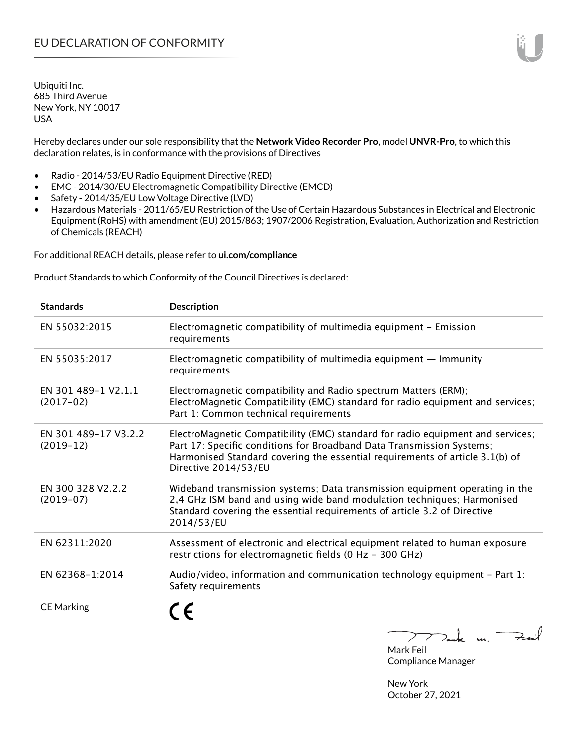# EU DECLARATION OF CONFORMITY

Ubiquiti Inc.
685 Third Avenue
New York, NY 10017
USA

Hereby declares under our sole responsibility that the **Network Video Recorder Pro**, model **UNVR-Pro**, to which this declaration relates, is in conformance with the provisions of Directives

- Radio - 2014/53/EU Radio Equipment Directive (RED)
- EMC - 2014/30/EU Electromagnetic Compatibility Directive (EMCD)
- Safety - 2014/35/EU Low Voltage Directive (LVD)
- Hazardous Materials - 2011/65/EU Restriction of the Use of Certain Hazardous Substances in Electrical and Electronic Equipment (RoHS) with amendment (EU) 2015/863; 1907/2006 Registration, Evaluation, Authorization and Restriction of Chemicals (REACH)

For additional REACH details, please refer to **ui.com/compliance**

Product Standards to which Conformity of the Council Directives is declared:

| Standards | Description |
|---|---|
| EN 55032:2015 | Electromagnetic compatibility of multimedia equipment – Emission requirements |
| EN 55035:2017 | Electromagnetic compatibility of multimedia equipment — Immunity requirements |
| EN 301 489-1 V2.1.1 (2017-02) | Electromagnetic compatibility and Radio spectrum Matters (ERM); ElectroMagnetic Compatibility (EMC) standard for radio equipment and services; Part 1: Common technical requirements |
| EN 301 489-17 V3.2.2 (2019-12) | ElectroMagnetic Compatibility (EMC) standard for radio equipment and services; Part 17: Specific conditions for Broadband Data Transmission Systems; Harmonised Standard covering the essential requirements of article 3.1(b) of Directive 2014/53/EU |
| EN 300 328 V2.2.2 (2019-07) | Wideband transmission systems; Data transmission equipment operating in the 2,4 GHz ISM band and using wide band modulation techniques; Harmonised Standard covering the essential requirements of article 3.2 of Directive 2014/53/EU |
| EN 62311:2020 | Assessment of electronic and electrical equipment related to human exposure restrictions for electromagnetic fields (0 Hz - 300 GHz) |
| EN 62368-1:2014 | Audio/video, information and communication technology equipment - Part 1: Safety requirements |
| CE Marking | CE |

Mark Feil
Compliance Manager

New York
October 27, 2021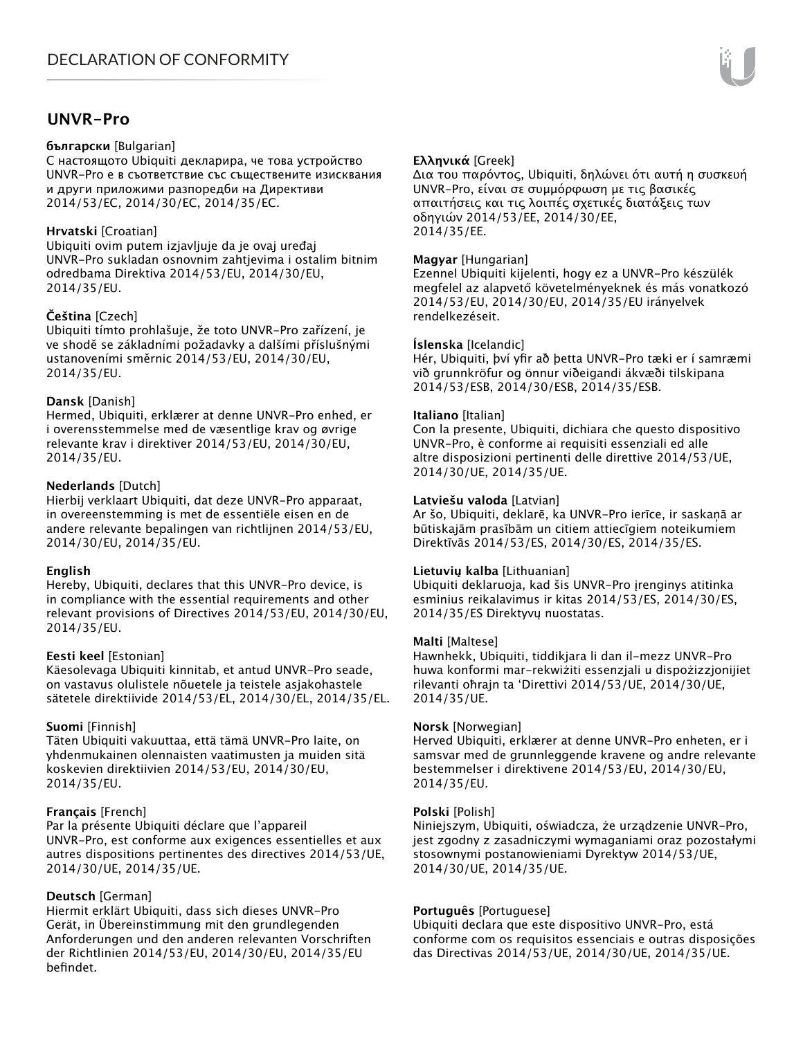# DECLARATION OF CONFORMITY

## UNVR-Pro

**български** [Bulgarian]
С настоящото Ubiquiti декларира, че това устройство UNVR-Pro е в съответствие със съществените изисквания и други приложими разпоредби на Директиви 2014/53/EC, 2014/30/ЕС, 2014/35/ЕС.

**Hrvatski** [Croatian]
Ubiquiti ovim putem izjavljuje da je ovaj uređaj UNVR-Pro sukladan osnovnim zahtjevima i ostalim bitnim odredbama Direktiva 2014/53/EU, 2014/30/EU, 2014/35/EU.

**Čeština** [Czech]
Ubiquiti tímto prohlašuje, že toto UNVR-Pro zařízení, je ve shodě se základními požadavky a dalšími příslušnými ustanoveními směrnic 2014/53/EU, 2014/30/EU, 2014/35/EU.

**Dansk** [Danish]
Hermed, Ubiquiti, erklærer at denne UNVR-Pro enhed, er i overensstemmelse med de væsentlige krav og øvrige relevante krav i direktiver 2014/53/EU, 2014/30/EU, 2014/35/EU.

**Nederlands** [Dutch]
Hierbij verklaart Ubiquiti, dat deze UNVR-Pro apparaat, in overeenstemming is met de essentiële eisen en de andere relevante bepalingen van richtlijnen 2014/53/EU, 2014/30/EU, 2014/35/EU.

**English**
Hereby, Ubiquiti, declares that this UNVR-Pro device, is in compliance with the essential requirements and other relevant provisions of Directives 2014/53/EU, 2014/30/EU, 2014/35/EU.

**Eesti keel** [Estonian]
Käesolevaga Ubiquiti kinnitab, et antud UNVR-Pro seade, on vastavus olulistele nõuetele ja teistele asjakohastele sätetele direktiivide 2014/53/EL, 2014/30/EL, 2014/35/EL.

**Suomi** [Finnish]
Täten Ubiquiti vakuuttaa, että tämä UNVR-Pro laite, on yhdenmukainen olennaisten vaatimusten ja muiden sitä koskevien direktiivien 2014/53/EU, 2014/30/EU, 2014/35/EU.

**Français** [French]
Par la présente Ubiquiti déclare que l'appareil UNVR-Pro, est conforme aux exigences essentielles et aux autres dispositions pertinentes des directives 2014/53/UE, 2014/30/UE, 2014/35/UE.

**Deutsch** [German]
Hiermit erklärt Ubiquiti, dass sich dieses UNVR-Pro Gerät, in Übereinstimmung mit den grundlegenden Anforderungen und den anderen relevanten Vorschriften der Richtlinien 2014/53/EU, 2014/30/EU, 2014/35/EU befindet.

**Ελληνικά** [Greek]
Δια του παρόντος, Ubiquiti, δηλώνει ότι αυτή η συσκευή UNVR-Pro, είναι σε συμμόρφωση με τις βασικές απαιτήσεις και τις λοιπές σχετικές διατάξεις των οδηγιών 2014/53/EE, 2014/30/EE, 2014/35/EE.

**Magyar** [Hungarian]
Ezennel Ubiquiti kijelenti, hogy ez a UNVR-Pro készülék megfelel az alapvető követelményeknek és más vonatkozó 2014/53/EU, 2014/30/EU, 2014/35/EU irányelvek rendelkezéseit.

**Íslenska** [Icelandic]
Hér, Ubiquiti, því yfir að þetta UNVR-Pro tæki er í samræmi við grunnkröfur og önnur viðeigandi ákvæði tilskipana 2014/53/ESB, 2014/30/ESB, 2014/35/ESB.

**Italiano** [Italian]
Con la presente, Ubiquiti, dichiara che questo dispositivo UNVR-Pro, è conforme ai requisiti essenziali ed alle altre disposizioni pertinenti delle direttive 2014/53/UE, 2014/30/UE, 2014/35/UE.

**Latviešu valoda** [Latvian]
Ar šo, Ubiquiti, deklarē, ka UNVR-Pro ierīce, ir saskaņā ar būtiskajām prasībām un citiem attiecīgiem noteikumiem Direktīvās 2014/53/ES, 2014/30/ES, 2014/35/ES.

**Lietuvių kalba** [Lithuanian]
Ubiquiti deklaruoja, kad šis UNVR-Pro įrenginys atitinka esminius reikalavimus ir kitas 2014/53/ES, 2014/30/ES, 2014/35/ES Direktyvų nuostatas.

**Malti** [Maltese]
Hawnhekk, Ubiquiti, tiddikjara li dan il-mezz UNVR-Pro huwa konformi mar-rekwiżiti essenzjali u dispożizzjonijiet rilevanti oħrajn ta 'Direttivi 2014/53/UE, 2014/30/UE, 2014/35/UE.

**Norsk** [Norwegian]
Herved Ubiquiti, erklærer at denne UNVR-Pro enheten, er i samsvar med de grunnleggende kravene og andre relevante bestemmelser i direktivene 2014/53/EU, 2014/30/EU, 2014/35/EU.

**Polski** [Polish]
Niniejszym, Ubiquiti, oświadcza, że urządzenie UNVR-Pro, jest zgodny z zasadniczymi wymaganiami oraz pozostałymi stosownymi postanowieniami Dyrektyw 2014/53/UE, 2014/30/UE, 2014/35/UE.

**Português** [Portuguese]
Ubiquiti declara que este dispositivo UNVR-Pro, está conforme com os requisitos essenciais e outras disposições das Directivas 2014/53/UE, 2014/30/UE, 2014/35/UE.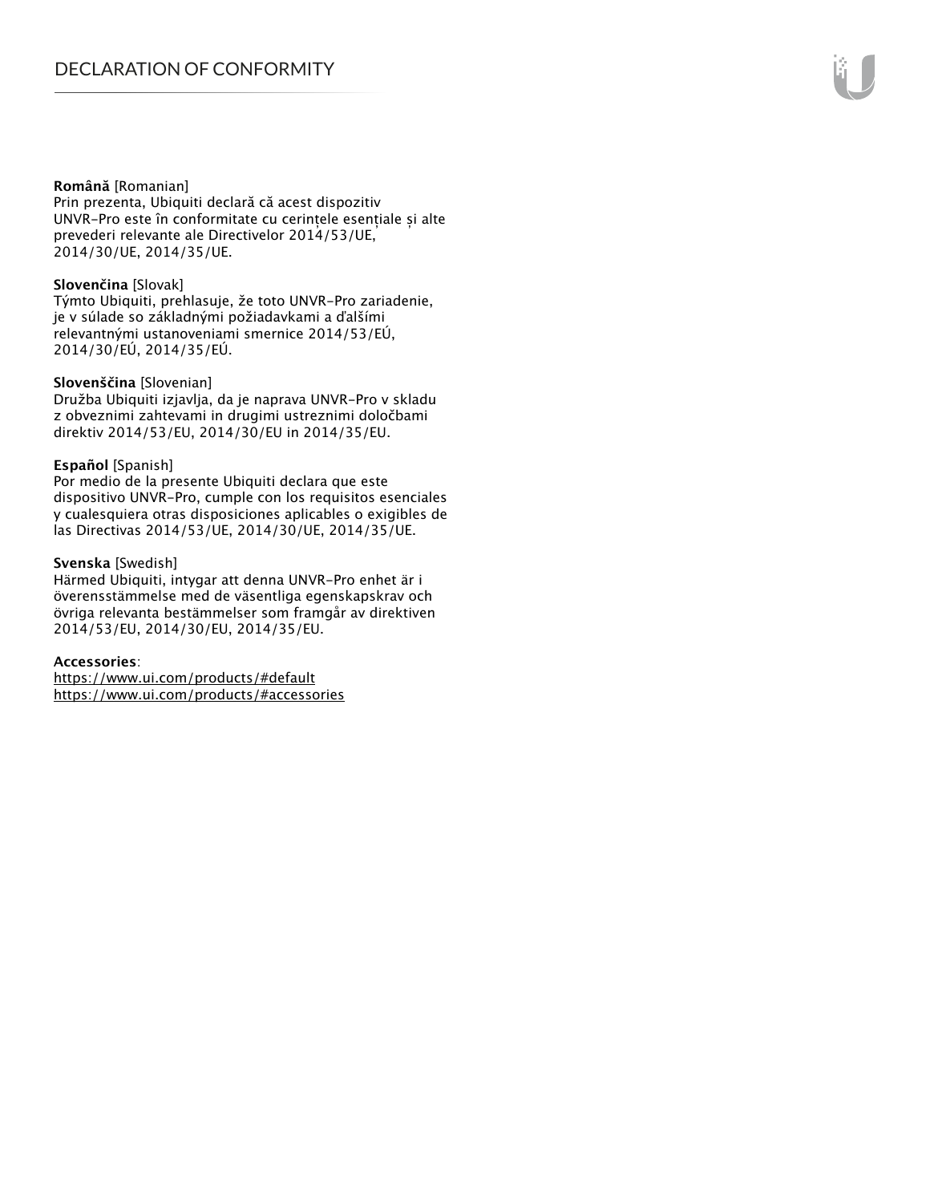**Română** [Romanian]
Prin prezenta, Ubiquiti declară că acest dispozitiv UNVR-Pro este în conformitate cu cerințele esențiale și alte prevederi relevante ale Directivelor 2014/53/UE, 2014/30/UE, 2014/35/UE.

**Slovenčina** [Slovak]
Týmto Ubiquiti, prehlasuje, že toto UNVR-Pro zariadenie, je v súlade so základnými požiadavkami a ďalšími relevantnými ustanoveniami smernice 2014/53/EÚ, 2014/30/EÚ, 2014/35/EÚ.

**Slovenščina** [Slovenian]
Družba Ubiquiti izjavlja, da je naprava UNVR-Pro v skladu z obveznimi zahtevami in drugimi ustreznimi določbami direktiv 2014/53/EU, 2014/30/EU in 2014/35/EU.

**Español** [Spanish]
Por medio de la presente Ubiquiti declara que este dispositivo UNVR-Pro, cumple con los requisitos esenciales y cualesquiera otras disposiciones aplicables o exigibles de las Directivas 2014/53/UE, 2014/30/UE, 2014/35/UE.

**Svenska** [Swedish]
Härmed Ubiquiti, intygar att denna UNVR-Pro enhet är i överensstämmelse med de väsentliga egenskapskrav och övriga relevanta bestämmelser som framgår av direktiven 2014/53/EU, 2014/30/EU, 2014/35/EU.

**Accessories**:
https://www.ui.com/products/#default
https://www.ui.com/products/#accessories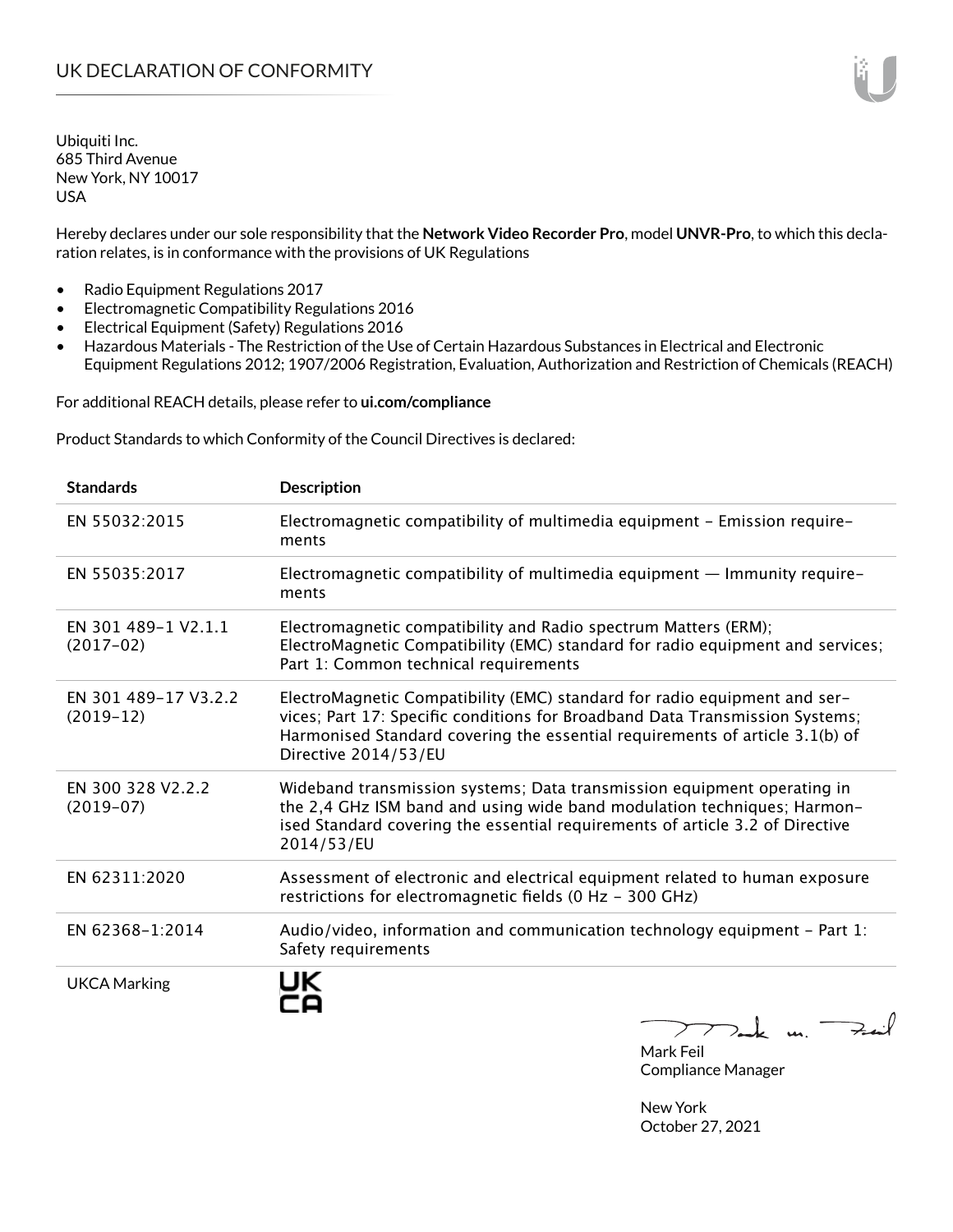# UK DECLARATION OF CONFORMITY

Ubiquiti Inc.
685 Third Avenue
New York, NY 10017
USA

Hereby declares under our sole responsibility that the **Network Video Recorder Pro**, model **UNVR-Pro**, to which this declaration relates, is in conformance with the provisions of UK Regulations

- Radio Equipment Regulations 2017
- Electromagnetic Compatibility Regulations 2016
- Electrical Equipment (Safety) Regulations 2016
- Hazardous Materials - The Restriction of the Use of Certain Hazardous Substances in Electrical and Electronic Equipment Regulations 2012; 1907/2006 Registration, Evaluation, Authorization and Restriction of Chemicals (REACH)

For additional REACH details, please refer to **ui.com/compliance**

Product Standards to which Conformity of the Council Directives is declared:

| **Standards** | **Description** |
|---|---|
| EN 55032:2015 | Electromagnetic compatibility of multimedia equipment – Emission requirements |
| EN 55035:2017 | Electromagnetic compatibility of multimedia equipment — Immunity requirements |
| EN 301 489-1 V2.1.1 (2017-02) | Electromagnetic compatibility and Radio spectrum Matters (ERM); ElectroMagnetic Compatibility (EMC) standard for radio equipment and services; Part 1: Common technical requirements |
| EN 301 489-17 V3.2.2 (2019-12) | ElectroMagnetic Compatibility (EMC) standard for radio equipment and services; Part 17: Specific conditions for Broadband Data Transmission Systems; Harmonised Standard covering the essential requirements of article 3.1(b) of Directive 2014/53/EU |
| EN 300 328 V2.2.2 (2019-07) | Wideband transmission systems; Data transmission equipment operating in the 2,4 GHz ISM band and using wide band modulation techniques; Harmonised Standard covering the essential requirements of article 3.2 of Directive 2014/53/EU |
| EN 62311:2020 | Assessment of electronic and electrical equipment related to human exposure restrictions for electromagnetic fields (0 Hz - 300 GHz) |
| EN 62368-1:2014 | Audio/video, information and communication technology equipment - Part 1: Safety requirements |
| UKCA Marking | UK CA |

Mark Feil
Compliance Manager

New York
October 27, 2021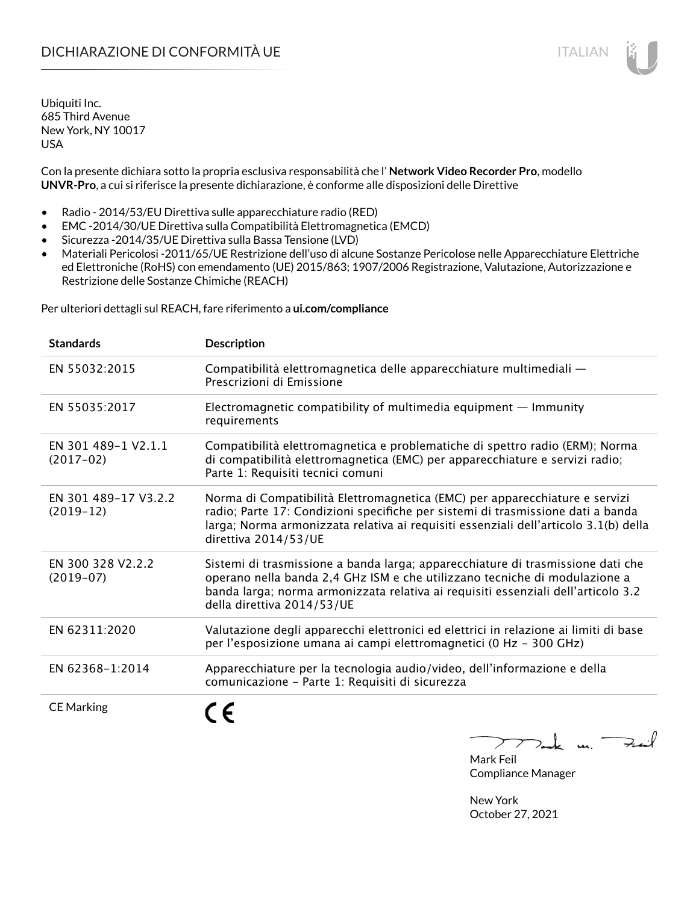# DICHIARAZIONE DI CONFORMITÀ UE

ITALIAN

Ubiquiti Inc.
685 Third Avenue
New York, NY 10017
USA

Con la presente dichiara sotto la propria esclusiva responsabilità che l' **Network Video Recorder Pro**, modello **UNVR-Pro**, a cui si riferisce la presente dichiarazione, è conforme alle disposizioni delle Direttive

- Radio - 2014/53/EU Direttiva sulle apparecchiature radio (RED)
- EMC -2014/30/UE Direttiva sulla Compatibilità Elettromagnetica (EMCD)
- Sicurezza -2014/35/UE Direttiva sulla Bassa Tensione (LVD)
- Materiali Pericolosi -2011/65/UE Restrizione dell'uso di alcune Sostanze Pericolose nelle Apparecchiature Elettriche ed Elettroniche (RoHS) con emendamento (UE) 2015/863; 1907/2006 Registrazione, Valutazione, Autorizzazione e Restrizione delle Sostanze Chimiche (REACH)

Per ulteriori dettagli sul REACH, fare riferimento a **ui.com/compliance**

| Standards | Description |
|---|---|
| EN 55032:2015 | Compatibilità elettromagnetica delle apparecchiature multimediali — Prescrizioni di Emissione |
| EN 55035:2017 | Electromagnetic compatibility of multimedia equipment — Immunity requirements |
| EN 301 489-1 V2.1.1 (2017-02) | Compatibilità elettromagnetica e problematiche di spettro radio (ERM); Norma di compatibilità elettromagnetica (EMC) per apparecchiature e servizi radio; Parte 1: Requisiti tecnici comuni |
| EN 301 489-17 V3.2.2 (2019-12) | Norma di Compatibilità Elettromagnetica (EMC) per apparecchiature e servizi radio; Parte 17: Condizioni specifiche per sistemi di trasmissione dati a banda larga; Norma armonizzata relativa ai requisiti essenziali dell'articolo 3.1(b) della direttiva 2014/53/UE |
| EN 300 328 V2.2.2 (2019-07) | Sistemi di trasmissione a banda larga; apparecchiature di trasmissione dati che operano nella banda 2,4 GHz ISM e che utilizzano tecniche di modulazione a banda larga; norma armonizzata relativa ai requisiti essenziali dell'articolo 3.2 della direttiva 2014/53/UE |
| EN 62311:2020 | Valutazione degli apparecchi elettronici ed elettrici in relazione ai limiti di base per l'esposizione umana ai campi elettromagnetici (0 Hz - 300 GHz) |
| EN 62368-1:2014 | Apparecchiature per la tecnologia audio/video, dell'informazione e della comunicazione - Parte 1: Requisiti di sicurezza |
| CE Marking | CE |

Mark Feil
Compliance Manager

New York
October 27, 2021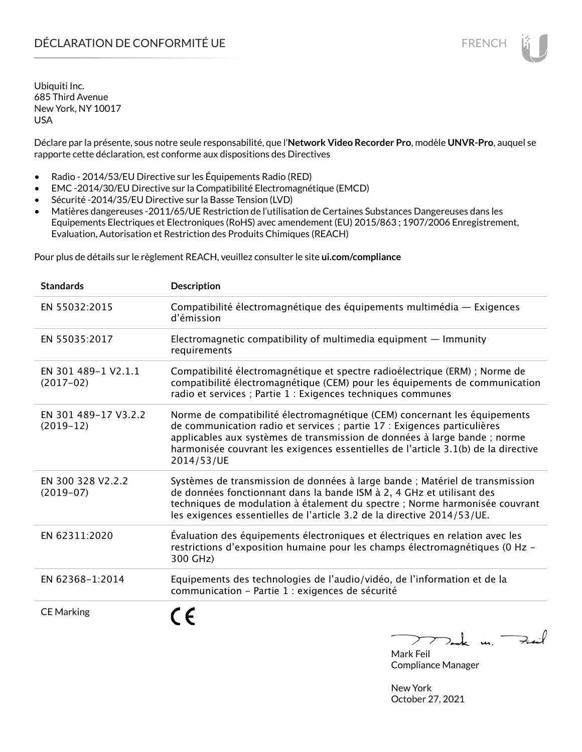# DÉCLARATION DE CONFORMITÉ UE

Ubiquiti Inc.
685 Third Avenue
New York, NY 10017
USA

Déclare par la présente, sous notre seule responsabilité, que l'**Network Video Recorder Pro**, modèle **UNVR-Pro**, auquel se rapporte cette déclaration, est conforme aux dispositions des Directives

- Radio - 2014/53/EU Directive sur les Équipements Radio (RED)
- EMC -2014/30/EU Directive sur la Compatibilité Electromagnétique (EMCD)
- Sécurité -2014/35/EU Directive sur la Basse Tension (LVD)
- Matières dangereuses -2011/65/UE Restriction de l'utilisation de Certaines Substances Dangereuses dans les Equipements Electriques et Electroniques (RoHS) avec amendement (EU) 2015/863 ; 1907/2006 Enregistrement, Evaluation, Autorisation et Restriction des Produits Chimiques (REACH)

Pour plus de détails sur le règlement REACH, veuillez consulter le site **ui.com/compliance**

| Standards | Description |
|---|---|
| EN 55032:2015 | Compatibilité électromagnétique des équipements multimédia — Exigences d'émission |
| EN 55035:2017 | Electromagnetic compatibility of multimedia equipment — Immunity requirements |
| EN 301 489-1 V2.1.1 (2017-02) | Compatibilité électromagnétique et spectre radioélectrique (ERM) ; Norme de compatibilité électromagnétique (CEM) pour les équipements de communication radio et services ; Partie 1 : Exigences techniques communes |
| EN 301 489-17 V3.2.2 (2019-12) | Norme de compatibilité électromagnétique (CEM) concernant les équipements de communication radio et services ; partie 17 : Exigences particulières applicables aux systèmes de transmission de données à large bande ; norme harmonisée couvrant les exigences essentielles de l'article 3.1(b) de la directive 2014/53/UE |
| EN 300 328 V2.2.2 (2019-07) | Systèmes de transmission de données à large bande ; Matériel de transmission de données fonctionnant dans la bande ISM à 2, 4 GHz et utilisant des techniques de modulation à étalement du spectre ; Norme harmonisée couvrant les exigences essentielles de l'article 3.2 de la directive 2014/53/UE. |
| EN 62311:2020 | Évaluation des équipements électroniques et électriques en relation avec les restrictions d'exposition humaine pour les champs électromagnétiques (0 Hz - 300 GHz) |
| EN 62368-1:2014 | Equipements des technologies de l'audio/vidéo, de l'information et de la communication - Partie 1 : exigences de sécurité |
| CE Marking | CE |

Mark Feil
Compliance Manager

New York
October 27, 2021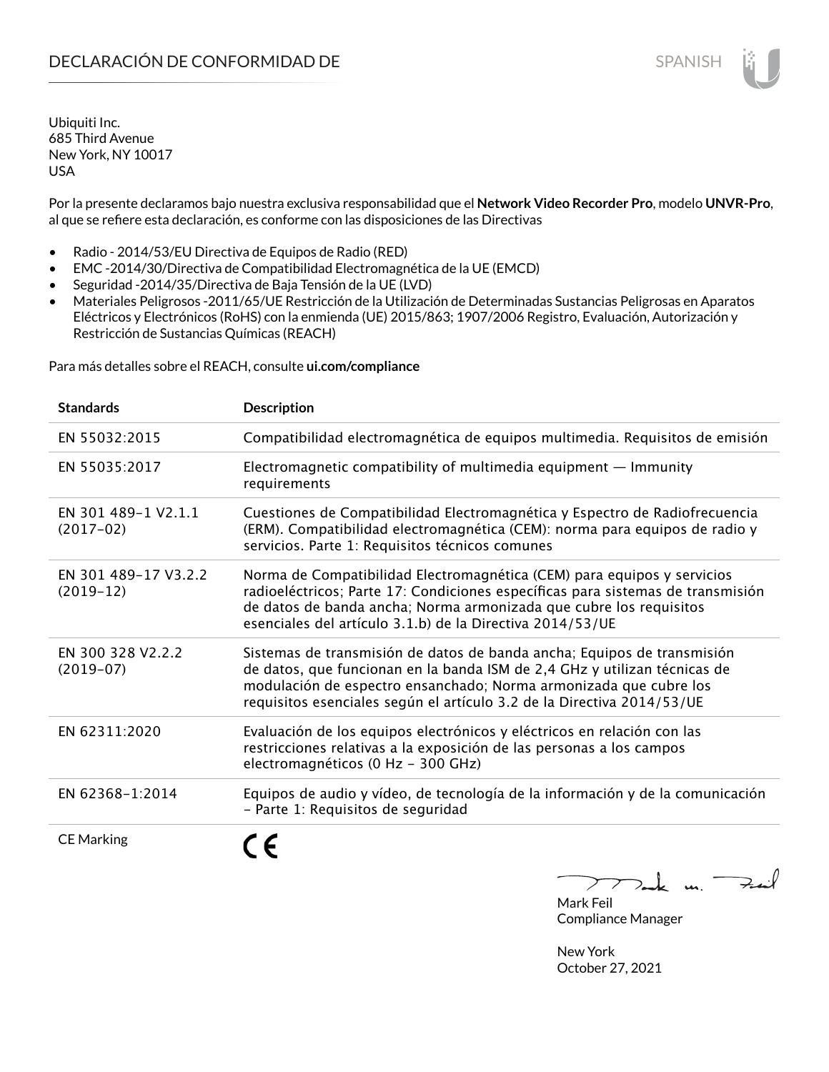# DECLARACIÓN DE CONFORMIDAD DE

SPANISH

Ubiquiti Inc.
685 Third Avenue
New York, NY 10017
USA

Por la presente declaramos bajo nuestra exclusiva responsabilidad que el **Network Video Recorder Pro**, modelo **UNVR-Pro**, al que se refiere esta declaración, es conforme con las disposiciones de las Directivas

- Radio - 2014/53/EU Directiva de Equipos de Radio (RED)
- EMC -2014/30/Directiva de Compatibilidad Electromagnética de la UE (EMCD)
- Seguridad -2014/35/Directiva de Baja Tensión de la UE (LVD)
- Materiales Peligrosos -2011/65/UE Restricción de la Utilización de Determinadas Sustancias Peligrosas en Aparatos Eléctricos y Electrónicos (RoHS) con la enmienda (UE) 2015/863; 1907/2006 Registro, Evaluación, Autorización y Restricción de Sustancias Químicas (REACH)

Para más detalles sobre el REACH, consulte **ui.com/compliance**

| Standards | Description |
| --- | --- |
| EN 55032:2015 | Compatibilidad electromagnética de equipos multimedia. Requisitos de emisión |
| EN 55035:2017 | Electromagnetic compatibility of multimedia equipment — Immunity requirements |
| EN 301 489-1 V2.1.1 (2017-02) | Cuestiones de Compatibilidad Electromagnética y Espectro de Radiofrecuencia (ERM). Compatibilidad electromagnética (CEM): norma para equipos de radio y servicios. Parte 1: Requisitos técnicos comunes |
| EN 301 489-17 V3.2.2 (2019-12) | Norma de Compatibilidad Electromagnética (CEM) para equipos y servicios radioeléctricos; Parte 17: Condiciones específicas para sistemas de transmisión de datos de banda ancha; Norma armonizada que cubre los requisitos esenciales del artículo 3.1.b) de la Directiva 2014/53/UE |
| EN 300 328 V2.2.2 (2019-07) | Sistemas de transmisión de datos de banda ancha; Equipos de transmisión de datos, que funcionan en la banda ISM de 2,4 GHz y utilizan técnicas de modulación de espectro ensanchado; Norma armonizada que cubre los requisitos esenciales según el artículo 3.2 de la Directiva 2014/53/UE |
| EN 62311:2020 | Evaluación de los equipos electrónicos y eléctricos en relación con las restricciones relativas a la exposición de las personas a los campos electromagnéticos (0 Hz - 300 GHz) |
| EN 62368-1:2014 | Equipos de audio y vídeo, de tecnología de la información y de la comunicación - Parte 1: Requisitos de seguridad |
| CE Marking | CE |

Mark Feil
Compliance Manager

New York
October 27, 2021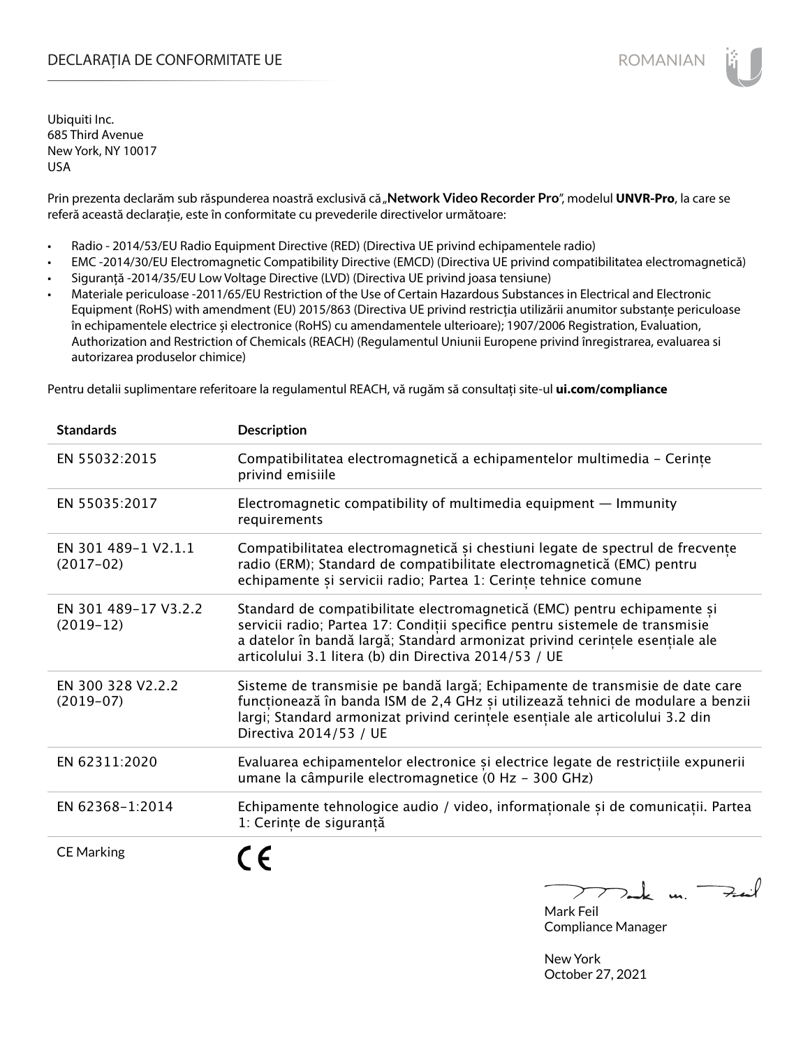# DECLARAȚIA DE CONFORMITATE UE

Ubiquiti Inc.
685 Third Avenue
New York, NY 10017
USA

Prin prezenta declarăm sub răspunderea noastră exclusivă că „**Network Video Recorder Pro**", modelul **UNVR-Pro**, la care se referă această declarație, este în conformitate cu prevederile directivelor următoare:

- Radio - 2014/53/EU Radio Equipment Directive (RED) (Directiva UE privind echipamentele radio)
- EMC -2014/30/EU Electromagnetic Compatibility Directive (EMCD) (Directiva UE privind compatibilitatea electromagnetică)
- Siguranță -2014/35/EU Low Voltage Directive (LVD) (Directiva UE privind joasa tensiune)
- Materiale periculoase -2011/65/EU Restriction of the Use of Certain Hazardous Substances in Electrical and Electronic Equipment (RoHS) with amendment (EU) 2015/863 (Directiva UE privind restricția utilizării anumitor substanțe periculoase în echipamentele electrice și electronice (RoHS) cu amendamentele ulterioare); 1907/2006 Registration, Evaluation, Authorization and Restriction of Chemicals (REACH) (Regulamentul Uniunii Europene privind înregistrarea, evaluarea si autorizarea produselor chimice)

Pentru detalii suplimentare referitoare la regulamentul REACH, vă rugăm să consultați site-ul **ui.com/compliance**

| Standards | Description |
|---|---|
| EN 55032:2015 | Compatibilitatea electromagnetică a echipamentelor multimedia – Cerințe privind emisiile |
| EN 55035:2017 | Electromagnetic compatibility of multimedia equipment — Immunity requirements |
| EN 301 489-1 V2.1.1 (2017-02) | Compatibilitatea electromagnetică și chestiuni legate de spectrul de frecvențe radio (ERM); Standard de compatibilitate electromagnetică (EMC) pentru echipamente și servicii radio; Partea 1: Cerințe tehnice comune |
| EN 301 489-17 V3.2.2 (2019-12) | Standard de compatibilitate electromagnetică (EMC) pentru echipamente și servicii radio; Partea 17: Condiții specifice pentru sistemele de transmisie a datelor în bandă largă; Standard armonizat privind cerințele esențiale ale articolului 3.1 litera (b) din Directiva 2014/53 / UE |
| EN 300 328 V2.2.2 (2019-07) | Sisteme de transmisie pe bandă largă; Echipamente de transmisie de date care funcționează în banda ISM de 2,4 GHz și utilizează tehnici de modulare a benzii largi; Standard armonizat privind cerințele esențiale ale articolului 3.2 din Directiva 2014/53 / UE |
| EN 62311:2020 | Evaluarea echipamentelor electronice și electrice legate de restricțiile expunerii umane la câmpurile electromagnetice (0 Hz – 300 GHz) |
| EN 62368-1:2014 | Echipamente tehnologice audio / video, informaționale și de comunicații. Partea 1: Cerințe de siguranță |
| CE Marking | CE |

Mark Feil
Compliance Manager

New York
October 27, 2021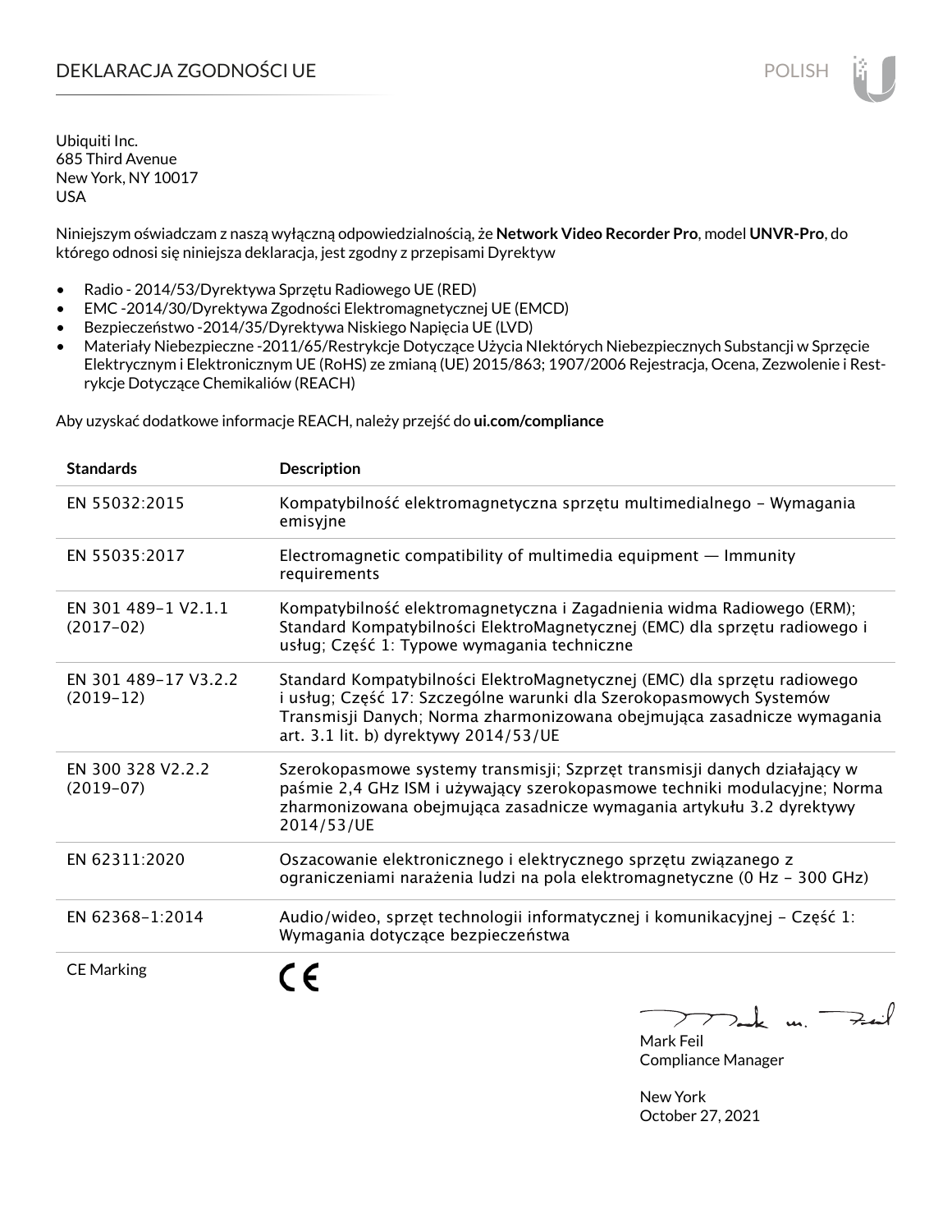# DEKLARACJA ZGODNOŚCI UE

Ubiquiti Inc.
685 Third Avenue
New York, NY 10017
USA

Niniejszym oświadczam z naszą wyłączną odpowiedzialnością, że **Network Video Recorder Pro**, model **UNVR-Pro**, do którego odnosi się niniejsza deklaracja, jest zgodny z przepisami Dyrektyw

- Radio - 2014/53/Dyrektywa Sprzętu Radiowego UE (RED)
- EMC -2014/30/Dyrektywa Zgodności Elektromagnetycznej UE (EMCD)
- Bezpieczeństwo -2014/35/Dyrektywa Niskiego Napięcia UE (LVD)
- Materiały Niebezpieczne -2011/65/Restrykcje Dotyczące Użycia NIektórych Niebezpiecznych Substancji w Sprzęcie Elektrycznym i Elektronicznym UE (RoHS) ze zmianą (UE) 2015/863; 1907/2006 Rejestracja, Ocena, Zezwolenie i Restrykcje Dotyczące Chemikaliów (REACH)

Aby uzyskać dodatkowe informacje REACH, należy przejść do **ui.com/compliance**

| Standards | Description |
|---|---|
| EN 55032:2015 | Kompatybilność elektromagnetyczna sprzętu multimedialnego – Wymagania emisyjne |
| EN 55035:2017 | Electromagnetic compatibility of multimedia equipment — Immunity requirements |
| EN 301 489-1 V2.1.1 (2017-02) | Kompatybilność elektromagnetyczna i Zagadnienia widma Radiowego (ERM); Standard Kompatybilności ElektroMagnetycznej (EMC) dla sprzętu radiowego i usług; Część 1: Typowe wymagania techniczne |
| EN 301 489-17 V3.2.2 (2019-12) | Standard Kompatybilności ElektroMagnetycznej (EMC) dla sprzętu radiowego i usług; Część 17: Szczególne warunki dla Szerokopasmowych Systemów Transmisji Danych; Norma zharmonizowana obejmująca zasadnicze wymagania art. 3.1 lit. b) dyrektywy 2014/53/UE |
| EN 300 328 V2.2.2 (2019-07) | Szerokopasmowe systemy transmisji; Szprzęt transmisji danych działający w paśmie 2,4 GHz ISM i używający szerokopasmowe techniki modulacyjne; Norma zharmonizowana obejmująca zasadnicze wymagania artykułu 3.2 dyrektywy 2014/53/UE |
| EN 62311:2020 | Oszacowanie elektronicznego i elektrycznego sprzętu związanego z ograniczeniami narażenia ludzi na pola elektromagnetyczne (0 Hz – 300 GHz) |
| EN 62368-1:2014 | Audio/wideo, sprzęt technologii informatycznej i komunikacyjnej – Część 1: Wymagania dotyczące bezpieczeństwa |
| CE Marking | CE |

Mark Feil
Compliance Manager

New York
October 27, 2021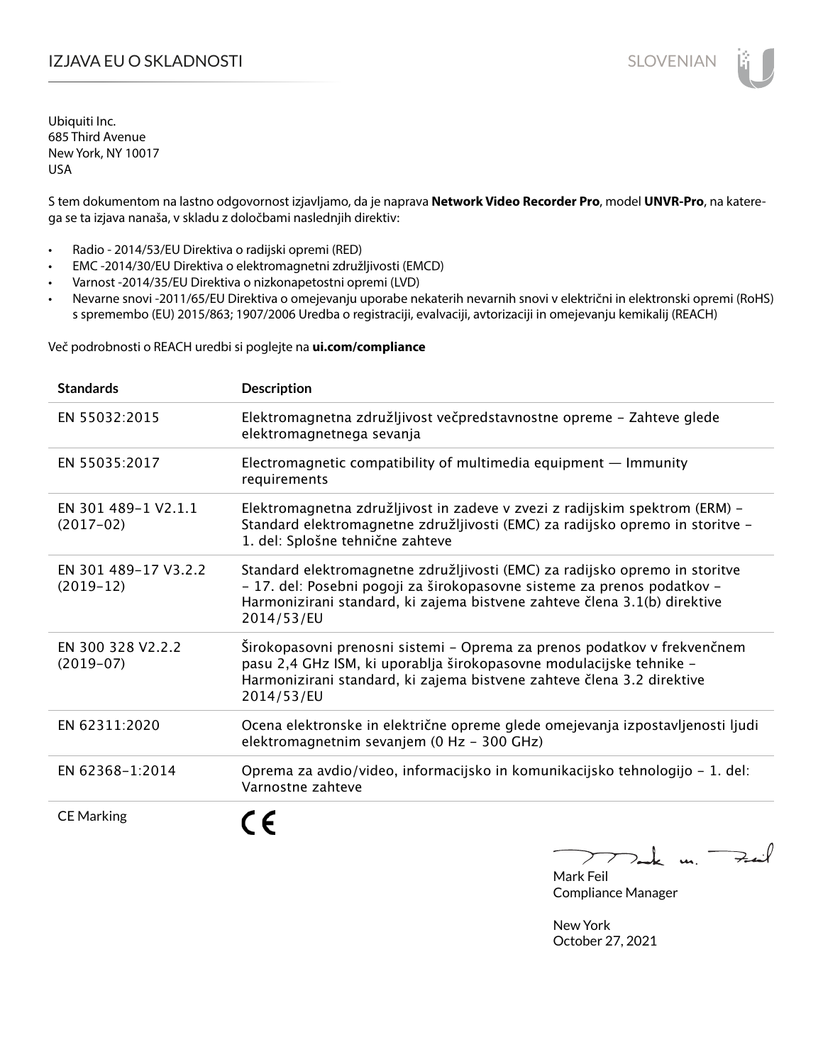# IZJAVA EU O SKLADNOSTI

SLOVENIAN

Ubiquiti Inc.
685 Third Avenue
New York, NY 10017
USA

S tem dokumentom na lastno odgovornost izjavljamo, da je naprava **Network Video Recorder Pro**, model **UNVR-Pro**, na katerega se ta izjava nanaša, v skladu z določbami naslednjih direktiv:

- Radio - 2014/53/EU Direktiva o radijski opremi (RED)
- EMC -2014/30/EU Direktiva o elektromagnetni združljivosti (EMCD)
- Varnost -2014/35/EU Direktiva o nizkonapetostni opremi (LVD)
- Nevarne snovi -2011/65/EU Direktiva o omejevanju uporabe nekaterih nevarnih snovi v električni in elektronski opremi (RoHS) s spremembo (EU) 2015/863; 1907/2006 Uredba o registraciji, evalvaciji, avtorizaciji in omejevanju kemikalij (REACH)

Več podrobnosti o REACH uredbi si poglejte na **ui.com/compliance**

| Standards | Description |
| --- | --- |
| EN 55032:2015 | Elektromagnetna združljivost večpredstavnostne opreme – Zahteve glede elektromagnetnega sevanja |
| EN 55035:2017 | Electromagnetic compatibility of multimedia equipment — Immunity requirements |
| EN 301 489-1 V2.1.1 (2017-02) | Elektromagnetna združljivost in zadeve v zvezi z radijskim spektrom (ERM) – Standard elektromagnetne združljivosti (EMC) za radijsko opremo in storitve – 1. del: Splošne tehnične zahteve |
| EN 301 489-17 V3.2.2 (2019-12) | Standard elektromagnetne združljivosti (EMC) za radijsko opremo in storitve – 17. del: Posebni pogoji za širokopasovne sisteme za prenos podatkov – Harmonizirani standard, ki zajema bistvene zahteve člena 3.1(b) direktive 2014/53/EU |
| EN 300 328 V2.2.2 (2019-07) | Širokopasovni prenosni sistemi – Oprema za prenos podatkov v frekvenčnem pasu 2,4 GHz ISM, ki uporablja širokopasovne modulacijske tehnike – Harmonizirani standard, ki zajema bistvene zahteve člena 3.2 direktive 2014/53/EU |
| EN 62311:2020 | Ocena elektronske in električne opreme glede omejevanja izpostavljenosti ljudi elektromagnetnim sevanjem (0 Hz – 300 GHz) |
| EN 62368-1:2014 | Oprema za avdio/video, informacijsko in komunikacijsko tehnologijo – 1. del: Varnostne zahteve |
| CE Marking | CE |

Mark Feil
Compliance Manager

New York
October 27, 2021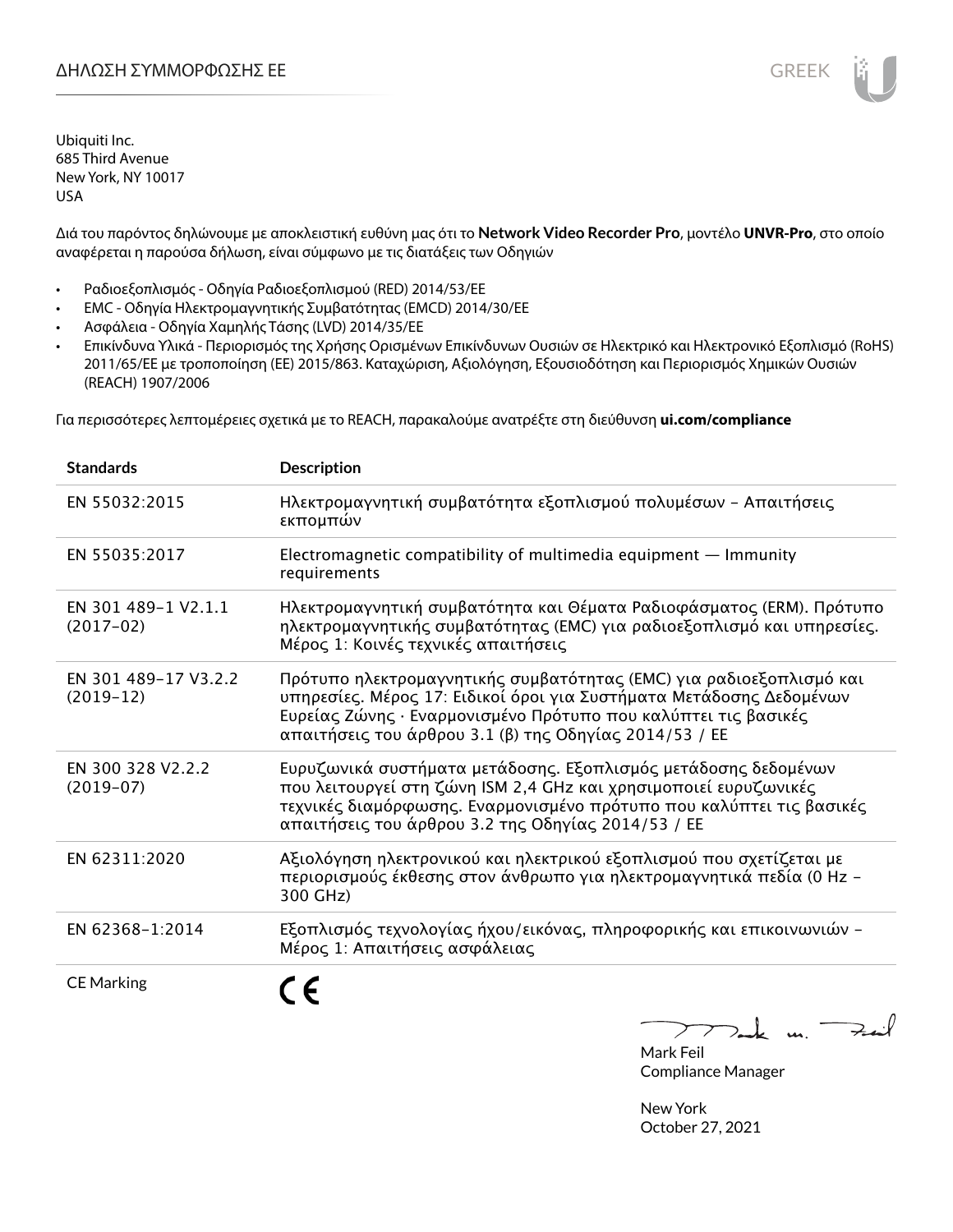# ΔΗΛΩΣΗ ΣΥΜΜΟΡΦΩΣΗΣ ΕΕ

Ubiquiti Inc.
685 Third Avenue
New York, NY 10017
USA

Διά του παρόντος δηλώνουμε με αποκλειστική ευθύνη μας ότι το **Network Video Recorder Pro**, μοντέλο **UNVR-Pro**, στο οποίο αναφέρεται η παρούσα δήλωση, είναι σύμφωνο με τις διατάξεις των Οδηγιών

- Ραδιοεξοπλισμός - Οδηγία Ραδιοεξοπλισμού (RED) 2014/53/ΕΕ
- EMC - Οδηγία Ηλεκτρομαγνητικής Συμβατότητας (EMCD) 2014/30/ΕΕ
- Ασφάλεια - Οδηγία Χαμηλής Τάσης (LVD) 2014/35/ΕΕ
- Επικίνδυνα Υλικά - Περιορισμός της Χρήσης Ορισμένων Επικίνδυνων Ουσιών σε Ηλεκτρικό και Ηλεκτρονικό Εξοπλισμό (RoHS) 2011/65/ΕΕ με τροποποίηση (ΕΕ) 2015/863. Καταχώριση, Αξιολόγηση, Εξουσιοδότηση και Περιορισμός Χημικών Ουσιών (REACH) 1907/2006

Για περισσότερες λεπτομέρειες σχετικά με το REACH, παρακαλούμε ανατρέξτε στη διεύθυνση **ui.com/compliance**

| Standards | Description |
|---|---|
| EN 55032:2015 | Ηλεκτρομαγνητική συμβατότητα εξοπλισμού πολυμέσων - Απαιτήσεις εκπομπών |
| EN 55035:2017 | Electromagnetic compatibility of multimedia equipment — Immunity requirements |
| EN 301 489-1 V2.1.1 (2017-02) | Ηλεκτρομαγνητική συμβατότητα και Θέματα Ραδιοφάσματος (ERM). Πρότυπο ηλεκτρομαγνητικής συμβατότητας (EMC) για ραδιοεξοπλισμό και υπηρεσίες. Μέρος 1: Κοινές τεχνικές απαιτήσεις |
| EN 301 489-17 V3.2.2 (2019-12) | Πρότυπο ηλεκτρομαγνητικής συμβατότητας (EMC) για ραδιοεξοπλισμό και υπηρεσίες. Μέρος 17: Ειδικοί όροι για Συστήματα Μετάδοσης Δεδομένων Ευρείας Ζώνης · Εναρμονισμένο Πρότυπο που καλύπτει τις βασικές απαιτήσεις του άρθρου 3.1 (β) της Οδηγίας 2014/53 / ΕΕ |
| EN 300 328 V2.2.2 (2019-07) | Ευρυζωνικά συστήματα μετάδοσης. Εξοπλισμός μετάδοσης δεδομένων που λειτουργεί στη ζώνη ISM 2,4 GHz και χρησιμοποιεί ευρυζωνικές τεχνικές διαμόρφωσης. Εναρμονισμένο πρότυπο που καλύπτει τις βασικές απαιτήσεις του άρθρου 3.2 της Οδηγίας 2014/53 / ΕΕ |
| EN 62311:2020 | Αξιολόγηση ηλεκτρονικού και ηλεκτρικού εξοπλισμού που σχετίζεται με περιορισμούς έκθεσης στον άνθρωπο για ηλεκτρομαγνητικά πεδία (0 Hz - 300 GHz) |
| EN 62368-1:2014 | Εξοπλισμός τεχνολογίας ήχου/εικόνας, πληροφορικής και επικοινωνιών - Μέρος 1: Απαιτήσεις ασφάλειας |
| CE Marking | CE |

Mark Feil
Compliance Manager

New York
October 27, 2021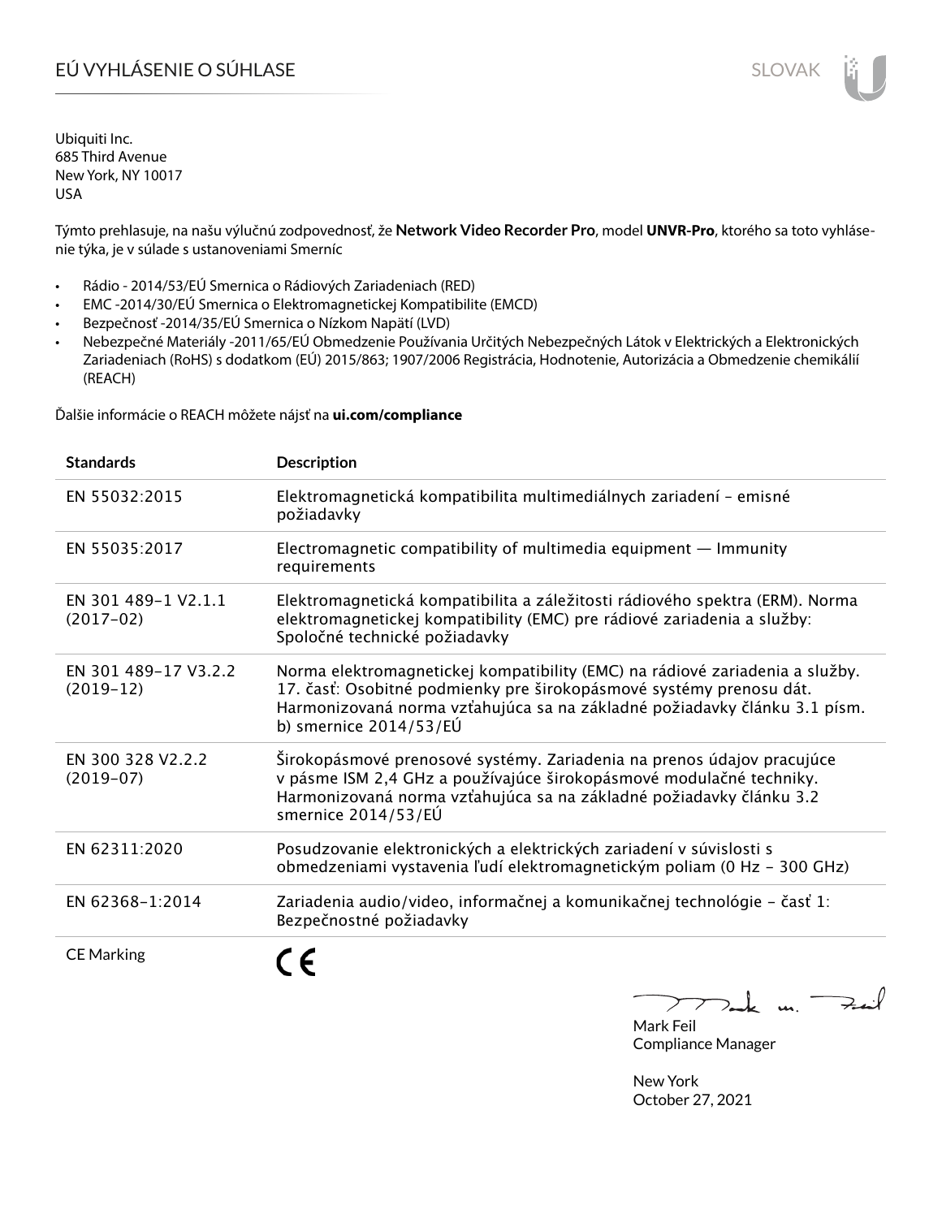# EÚ VYHLÁSENIE O SÚHLASE

Ubiquiti Inc.
685 Third Avenue
New York, NY 10017
USA

Týmto prehlasuje, na našu výlučnú zodpovednosť, že **Network Video Recorder Pro**, model **UNVR-Pro**, ktorého sa toto vyhlásenie týka, je v súlade s ustanoveniami Smerníc

- Rádio - 2014/53/EÚ Smernica o Rádiových Zariadeniach (RED)
- EMC -2014/30/EÚ Smernica o Elektromagnetickej Kompatibilite (EMCD)
- Bezpečnosť -2014/35/EÚ Smernica o Nízkom Napätí (LVD)
- Nebezpečné Materiály -2011/65/EÚ Obmedzenie Používania Určitých Nebezpečných Látok v Elektrických a Elektronických Zariadeniach (RoHS) s dodatkom (EÚ) 2015/863; 1907/2006 Registrácia, Hodnotenie, Autorizácia a Obmedzenie chemikálií (REACH)

Ďalšie informácie o REACH môžete nájsť na **ui.com/compliance**

| Standards | Description |
|---|---|
| EN 55032:2015 | Elektromagnetická kompatibilita multimediálnych zariadení – emisné požiadavky |
| EN 55035:2017 | Electromagnetic compatibility of multimedia equipment — Immunity requirements |
| EN 301 489-1 V2.1.1 (2017-02) | Elektromagnetická kompatibilita a záležitosti rádiového spektra (ERM). Norma elektromagnetickej kompatibility (EMC) pre rádiové zariadenia a služby: Spoločné technické požiadavky |
| EN 301 489-17 V3.2.2 (2019-12) | Norma elektromagnetickej kompatibility (EMC) na rádiové zariadenia a služby. 17. časť: Osobitné podmienky pre širokopásmové systémy prenosu dát. Harmonizovaná norma vzťahujúca sa na základné požiadavky článku 3.1 písm. b) smernice 2014/53/EÚ |
| EN 300 328 V2.2.2 (2019-07) | Širokopásmové prenosové systémy. Zariadenia na prenos údajov pracujúce v pásme ISM 2,4 GHz a používajúce širokopásmové modulačné techniky. Harmonizovaná norma vzťahujúca sa na základné požiadavky článku 3.2 smernice 2014/53/EÚ |
| EN 62311:2020 | Posudzovanie elektronických a elektrických zariadení v súvislosti s obmedzeniami vystavenia ľudí elektromagnetickým poliam (0 Hz – 300 GHz) |
| EN 62368-1:2014 | Zariadenia audio/video, informačnej a komunikačnej technológie – časť 1: Bezpečnostné požiadavky |
| CE Marking | CE |

Mark Feil
Compliance Manager

New York
October 27, 2021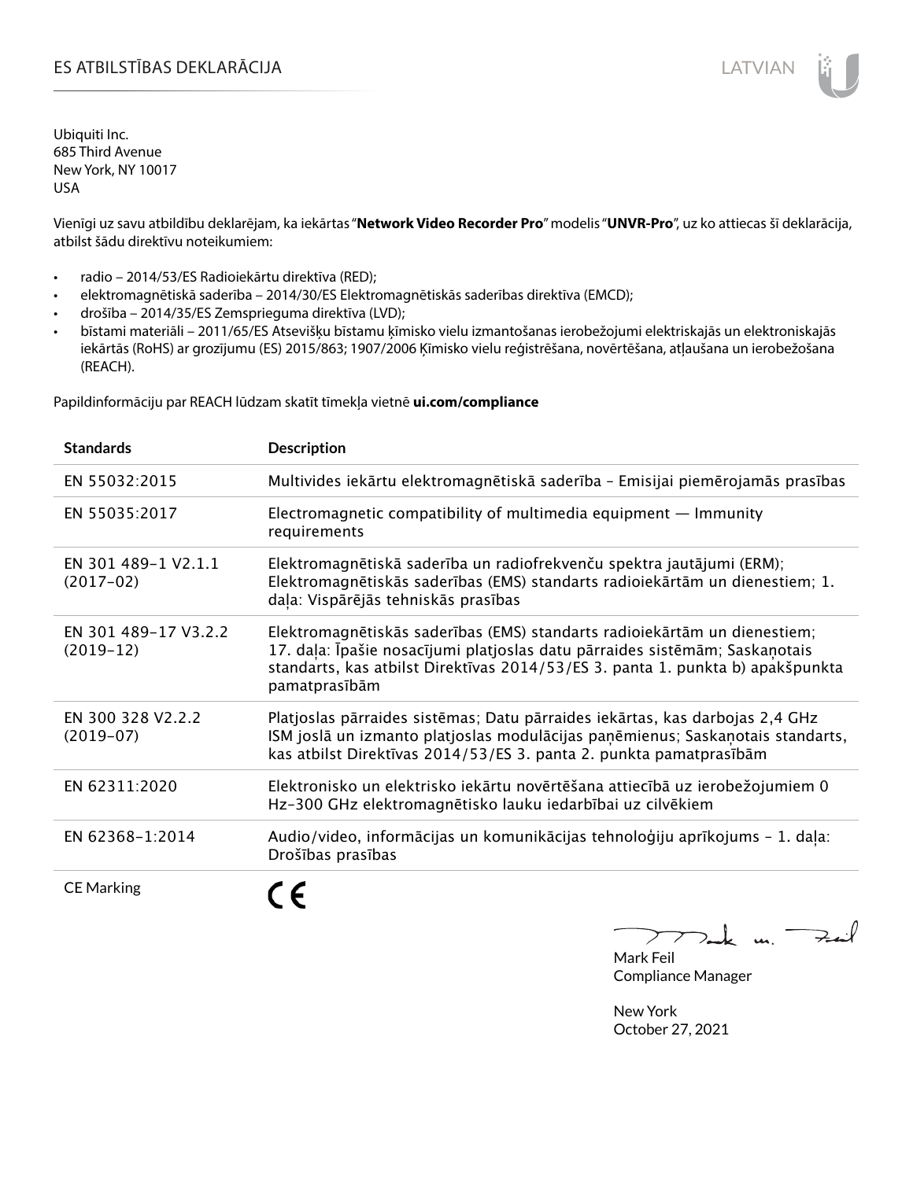# ES ATBILSTĪBAS DEKLARĀCIJA

LATVIAN

Ubiquiti Inc.
685 Third Avenue
New York, NY 10017
USA

Vienīgi uz savu atbildību deklarējam, ka iekārtas "**Network Video Recorder Pro**" modelis "**UNVR-Pro**", uz ko attiecas šī deklarācija, atbilst šādu direktīvu noteikumiem:

- radio – 2014/53/ES Radioiekārtu direktīva (RED);
- elektromagnētiskā saderība – 2014/30/ES Elektromagnētiskās saderības direktīva (EMCD);
- drošība – 2014/35/ES Zemsprieguma direktīva (LVD);
- bīstami materiāli – 2011/65/ES Atsevišķu bīstamu ķīmisko vielu izmantošanas ierobežojumi elektriskajās un elektroniskajās iekārtās (RoHS) ar grozījumu (ES) 2015/863; 1907/2006 Ķīmisko vielu reģistrēšana, novērtēšana, atļaušana un ierobežošana (REACH).

Papildinformāciju par REACH lūdzam skatīt tīmekļa vietnē **ui.com/compliance**

| Standards | Description |
|---|---|
| EN 55032:2015 | Multivides iekārtu elektromagnētiskā saderība – Emisijai piemērojamās prasības |
| EN 55035:2017 | Electromagnetic compatibility of multimedia equipment — Immunity requirements |
| EN 301 489-1 V2.1.1 (2017-02) | Elektromagnētiskā saderība un radiofrekvenču spektra jautājumi (ERM); Elektromagnētiskās saderības (EMS) standarts radioiekārtām un dienestiem; 1. daļa: Vispārējās tehniskās prasības |
| EN 301 489-17 V3.2.2 (2019-12) | Elektromagnētiskās saderības (EMS) standarts radioiekārtām un dienestiem; 17. daļa: Īpašie nosacījumi platjoslas datu pārraides sistēmām; Saskaņotais standarts, kas atbilst Direktīvas 2014/53/ES 3. panta 1. punkta b) apakšpunkta pamatprasībām |
| EN 300 328 V2.2.2 (2019-07) | Platjoslas pārraides sistēmas; Datu pārraides iekārtas, kas darbojas 2,4 GHz ISM joslā un izmanto platjoslas modulācijas paņēmienus; Saskaņotais standarts, kas atbilst Direktīvas 2014/53/ES 3. panta 2. punkta pamatprasībām |
| EN 62311:2020 | Elektronisko un elektrisko iekārtu novērtēšana attiecībā uz ierobežojumiem 0 Hz-300 GHz elektromagnētisko lauku iedarbībai uz cilvēkiem |
| EN 62368-1:2014 | Audio/video, informācijas un komunikācijas tehnoloģiju aprīkojums – 1. daļa: Drošības prasības |
| CE Marking | CE |

Mark Feil
Compliance Manager

New York
October 27, 2021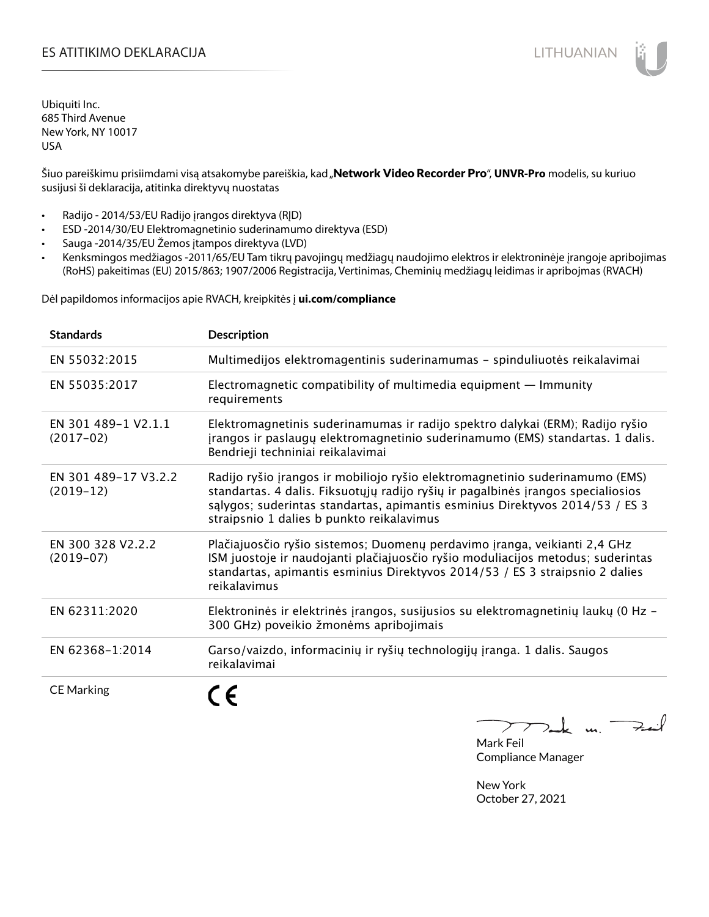# ES ATITIKIMO DEKLARACIJA

Ubiquiti Inc.
685 Third Avenue
New York, NY 10017
USA

Šiuo pareiškimu prisiimdami visą atsakomybe pareiškia, kad „**Network Video Recorder Pro**", **UNVR-Pro** modelis, su kuriuo susijusi ši deklaracija, atitinka direktyvų nuostatas

- Radijo - 2014/53/EU Radijo įrangos direktyva (RĮD)
- ESD -2014/30/EU Elektromagnetinio suderinamumo direktyva (ESD)
- Sauga -2014/35/EU Žemos įtampos direktyva (LVD)
- Kenksmingos medžiagos -2011/65/EU Tam tikrų pavojingų medžiagų naudojimo elektros ir elektroninėje įrangoje apribojimas (RoHS) pakeitimas (EU) 2015/863; 1907/2006 Registracija, Vertinimas, Cheminių medžiagų leidimas ir apribojmas (RVACH)

Dėl papildomos informacijos apie RVACH, kreipkitės į **ui.com/compliance**

| Standards | Description |
|---|---|
| EN 55032:2015 | Multimedijos elektromagentinis suderinamumas – spinduliuotės reikalavimai |
| EN 55035:2017 | Electromagnetic compatibility of multimedia equipment — Immunity requirements |
| EN 301 489-1 V2.1.1 (2017-02) | Elektromagnetinis suderinamumas ir radijo spektro dalykai (ERM); Radijo ryšio įrangos ir paslaugų elektromagnetinio suderinamumo (EMS) standartas. 1 dalis. Bendrieji techniniai reikalavimai |
| EN 301 489-17 V3.2.2 (2019-12) | Radijo ryšio įrangos ir mobiliojo ryšio elektromagnetinio suderinamumo (EMS) standartas. 4 dalis. Fiksuotųjų radijo ryšių ir pagalbinės įrangos specialiosios sąlygos; suderintas standartas, apimantis esminius Direktyvos 2014/53 / ES 3 straipsnio 1 dalies b punkto reikalavimus |
| EN 300 328 V2.2.2 (2019-07) | Plačiajuosčio ryšio sistemos; Duomenų perdavimo įranga, veikianti 2,4 GHz ISM juostoje ir naudojanti plačiajuosčio ryšio moduliacijos metodus; suderintas standartas, apimantis esminius Direktyvos 2014/53 / ES 3 straipsnio 2 dalies reikalavimus |
| EN 62311:2020 | Elektroninės ir elektrinės įrangos, susijusios su elektromagnetinių laukų (0 Hz – 300 GHz) poveikio žmonėms apribojimais |
| EN 62368-1:2014 | Garso/vaizdo, informacinių ir ryšių technologijų įranga. 1 dalis. Saugos reikalavimai |
| CE Marking | CE |

Mark Feil
Compliance Manager

New York
October 27, 2021